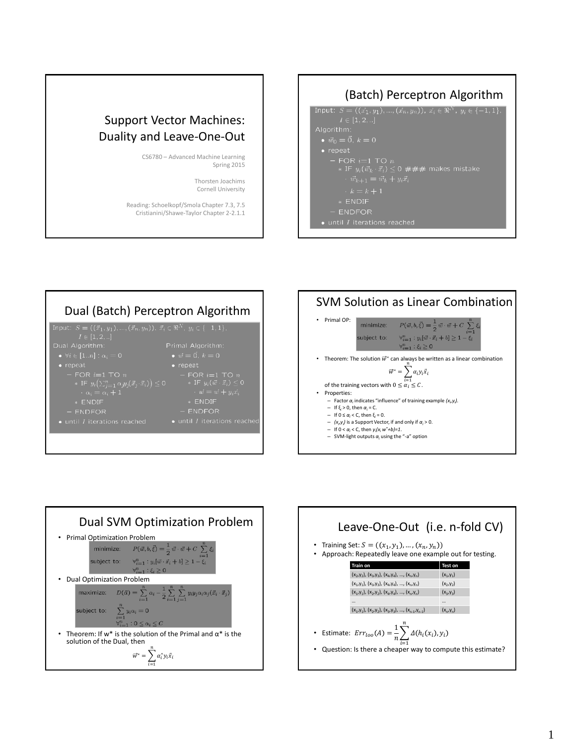# Support Vector Machines: Duality and Leave-One-Out

CS6780 – Advanced Machine Learning
Spring 2015

Thorsten Joachims
Cornell University

Reading: Schoelkopf/Smola Chapter 7.3, 7.5
Cristianini/Shawe-Taylor Chapter 2-2.1.1

## (Batch) Perceptron Algorithm

Input: $S = ((\vec{x}_1, y_1), ..., (\vec{x}_n, y_n)),\ \vec{x}_i \in \Re^N,\ y_i \in \{-1, 1\}$,
$I \in [1, 2, ..]$

Algorithm:

- $\vec{w}_0 = \vec{0},\ k = 0$
- repeat
  - FOR $i$=1 TO $n$
    - IF $y_i(\vec{w}_k \cdot \vec{x}_i) \leq 0$ ### makes mistake
      - $\vec{w}_{k+1} = \vec{w}_k + y_i \vec{x}_i$
      - $k = k + 1$
    - ENDIF
  - ENDFOR
- until $I$ iterations reached

## Dual (Batch) Perceptron Algorithm

Input: $S = ((\vec{x}_1, y_1), ..., (\vec{x}_n, y_n)),\ \vec{x}_i \in \Re^N,\ y_i \in \{-1, 1\}$,
$I \in [1, 2, ..]$

Dual Algorithm:

- $\forall i \in [1..n] : \alpha_i = 0$
- repeat
  - FOR $i$=1 TO $n$
    - IF $y_i\left(\sum_{j=1}^{n} \alpha_j y_j (\vec{x}_j \cdot \vec{x}_i)\right) \leq 0$
      - $\alpha_i = \alpha_i + 1$
    - ENDIF
  - ENDFOR
- until $I$ iterations reached

Primal Algorithm:

- $\vec{w} = \vec{0},\ k = 0$
- repeat
  - FOR $i$=1 TO $n$
    - IF $y_i(\vec{w} \cdot \vec{x}_i) \leq 0$
      - $\vec{w} = \vec{w} + y_i \vec{x}_i$
    - ENDIF
  - ENDFOR
- until $I$ iterations reached

## SVM Solution as Linear Combination

- Primal OP:

$$\text{minimize: } P(\vec{w}, b, \vec{\xi}) = \frac{1}{2}\vec{w} \cdot \vec{w} + C \sum_{i=1}^{n} \xi_i$$

$$\text{subject to: } \forall_{i=1}^{n} : y_i[\vec{w} \cdot \vec{x}_i + b] \geq 1 - \xi_i \qquad \forall_{i=1}^{n} : \xi_i \geq 0$$

- Theorem: The solution $\vec{w}^*$ can always be written as a linear combination

$$\vec{w}^* = \sum_{i=1}^{n} \alpha_i y_i \vec{x}_i$$

of the training vectors with $0 \leq \alpha_i \leq C$.

- Properties:
  - Factor $\alpha_i$ indicates "influence" of training example $(x_i, y_i)$.
  - If $\xi_i > 0$, then $\alpha_i = C$.
  - If $0 \leq \alpha_i < C$, then $\xi_i = 0$.
  - $(x_i, y_i)$ is a Support Vector, if and only if $\alpha_i > 0$.
  - If $0 < \alpha_i < C$, then $y_i(x_i\, w^* + b) = 1$.
  - SVM-light outputs $\alpha_i$ using the "-a" option

## Dual SVM Optimization Problem

- Primal Optimization Problem

$$\text{minimize: } P(\vec{w}, b, \vec{\xi}) = \frac{1}{2}\vec{w} \cdot \vec{w} + C \sum_{i=1}^{n} \xi_i$$

$$\text{subject to: } \forall_{i=1}^{n} : y_i[\vec{w} \cdot \vec{x}_i + b] \geq 1 - \xi_i \qquad \forall_{i=1}^{n} : \xi_i \geq 0$$

- Dual Optimization Problem

$$\text{maximize: } D(\vec{\alpha}) = \sum_{i=1}^{n} \alpha_i - \frac{1}{2} \sum_{i=1}^{n} \sum_{j=1}^{n} y_i y_j \alpha_i \alpha_j (\vec{x}_i \cdot \vec{x}_j)$$

$$\text{subject to: } \sum_{i=1}^{n} y_i \alpha_i = 0 \qquad \forall_{i=1}^{n} : 0 \leq \alpha_i \leq C$$

- Theorem: If w* is the solution of the Primal and α* is the solution of the Dual, then

$$\vec{w}^* = \sum_{i=1}^{n} \alpha_i^* y_i \vec{x}_i$$

## Leave-One-Out (i.e. n-fold CV)

- Training Set: $S = ((x_1, y_1), \dots, (x_n, y_n))$
- Approach: Repeatedly leave one example out for testing.

| Train on | Test on |
|---|---|
| $(x_2,y_2), (x_3,y_3), (x_4,y_4), \dots, (x_n,y_n)$ | $(x_1,y_1)$ |
| $(x_1,y_1), (x_3,y_3), (x_4,y_4), \dots, (x_n,y_n)$ | $(x_2,y_2)$ |
| $(x_1,y_1), (x_2,y_2), (x_4,y_4), \dots, (x_n,y_n)$ | $(x_3,y_3)$ |
| … | … |
| $(x_1,y_1), (x_2,y_2), (x_3,y_3), \dots, (x_{n-1},y_{n-1})$ | $(x_n,y_n)$ |

- Estimate: $Err_{loo}(A) = \frac{1}{n}\sum_{i=1}^{n} \Delta(h_i(x_i), y_i)$
- Question: Is there a cheaper way to compute this estimate?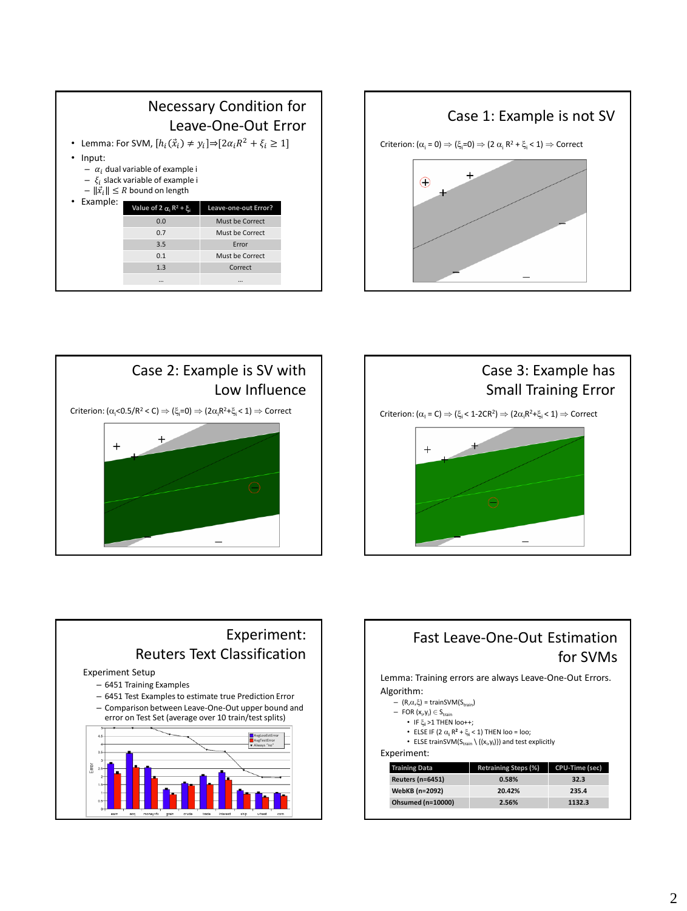## Necessary Condition for Leave-One-Out Error

- Lemma: For SVM, $[h_i(\vec{x}_i) \neq y_i] \Rightarrow [2\alpha_i R^2 + \xi_i \geq 1]$
- Input:
  - $\alpha_i$ dual variable of example i
  - $\xi_i$ slack variable of example i
  - $\|\vec{x}_i\| \leq R$ bound on length
- Example:

| Value of $2\,\alpha_i\,R^2 + \xi_i$ | Leave-one-out Error? |
|---|---|
| 0.0 | Must be Correct |
| 0.7 | Must be Correct |
| 3.5 | Error |
| 0.1 | Must be Correct |
| 1.3 | Correct |
| … | … |

## Case 1: Example is not SV

Criterion: $(\alpha_i = 0) \Rightarrow (\xi_i = 0) \Rightarrow (2\,\alpha_i\,R^2 + \xi_i < 1) \Rightarrow$ Correct

## Case 2: Example is SV with Low Influence

Criterion: $(\alpha_i < 0.5/R^2 < C) \Rightarrow (\xi_i = 0) \Rightarrow (2\alpha_i R^2 + \xi_i < 1) \Rightarrow$ Correct

## Case 3: Example has Small Training Error

Criterion: $(\alpha_i = C) \Rightarrow (\xi_i < 1 - 2CR^2) \Rightarrow (2\alpha_i R^2 + \xi_i < 1) \Rightarrow$ Correct

## Experiment: Reuters Text Classification

Experiment Setup
- 6451 Training Examples
- 6451 Test Examples to estimate true Prediction Error
- Comparison between Leave-One-Out upper bound and error on Test Set (average over 10 train/test splits)

AvgLooEstError
AvgTestError
Always "no"

Error

earn acq money-fx grain crude trade interest ship wheat corn

## Fast Leave-One-Out Estimation for SVMs

Lemma: Training errors are always Leave-One-Out Errors.

Algorithm:
- $(R, \alpha, \xi)$ = trainSVM($S_{train}$)
- FOR $(x_i, y_i) \in S_{train}$
  - IF $\xi_i > 1$ THEN loo++;
  - ELSE IF $(2\,\alpha_i\,R^2 + \xi_i < 1)$ THEN loo = loo;
  - ELSE trainSVM($S_{train} \setminus \{(x_i, y_i)\}$) and test explicitly

Experiment:

| Training Data | Retraining Steps (%) | CPU-Time (sec) |
|---|---|---|
| Reuters (n=6451) | 0.58% | 32.3 |
| WebKB (n=2092) | 20.42% | 235.4 |
| Ohsumed (n=10000) | 2.56% | 1132.3 |